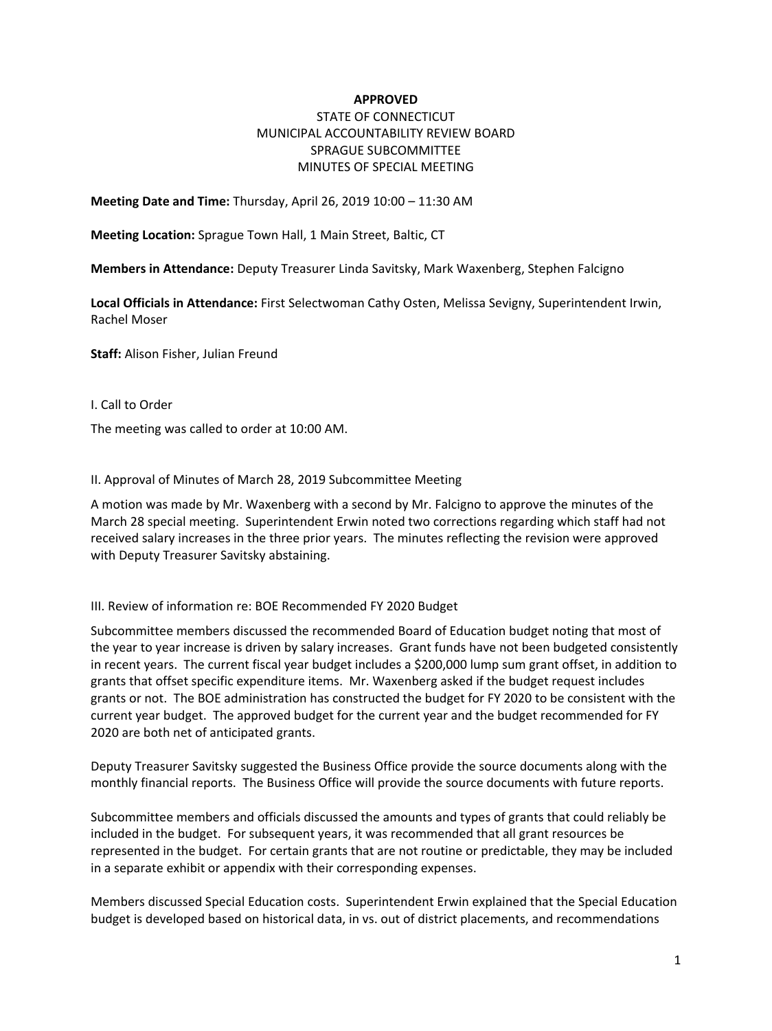**APPROVED**

STATE OF CONNECTICUT

MUNICIPAL ACCOUNTABILITY REVIEW BOARD

SPRAGUE SUBCOMMITTEE

MINUTES OF SPECIAL MEETING

**Meeting Date and Time:** Thursday, April 26, 2019 10:00 – 11:30 AM

**Meeting Location:** Sprague Town Hall, 1 Main Street, Baltic, CT

**Members in Attendance:** Deputy Treasurer Linda Savitsky, Mark Waxenberg, Stephen Falcigno

**Local Officials in Attendance:** First Selectwoman Cathy Osten, Melissa Sevigny, Superintendent Irwin, Rachel Moser

**Staff:** Alison Fisher, Julian Freund

I. Call to Order

The meeting was called to order at 10:00 AM.

II. Approval of Minutes of March 28, 2019 Subcommittee Meeting

A motion was made by Mr. Waxenberg with a second by Mr. Falcigno to approve the minutes of the March 28 special meeting. Superintendent Erwin noted two corrections regarding which staff had not received salary increases in the three prior years. The minutes reflecting the revision were approved with Deputy Treasurer Savitsky abstaining.

III. Review of information re: BOE Recommended FY 2020 Budget

Subcommittee members discussed the recommended Board of Education budget noting that most of the year to year increase is driven by salary increases. Grant funds have not been budgeted consistently in recent years. The current fiscal year budget includes a $200,000 lump sum grant offset, in addition to grants that offset specific expenditure items. Mr. Waxenberg asked if the budget request includes grants or not. The BOE administration has constructed the budget for FY 2020 to be consistent with the current year budget. The approved budget for the current year and the budget recommended for FY 2020 are both net of anticipated grants.

Deputy Treasurer Savitsky suggested the Business Office provide the source documents along with the monthly financial reports. The Business Office will provide the source documents with future reports.

Subcommittee members and officials discussed the amounts and types of grants that could reliably be included in the budget. For subsequent years, it was recommended that all grant resources be represented in the budget. For certain grants that are not routine or predictable, they may be included in a separate exhibit or appendix with their corresponding expenses.

Members discussed Special Education costs. Superintendent Erwin explained that the Special Education budget is developed based on historical data, in vs. out of district placements, and recommendations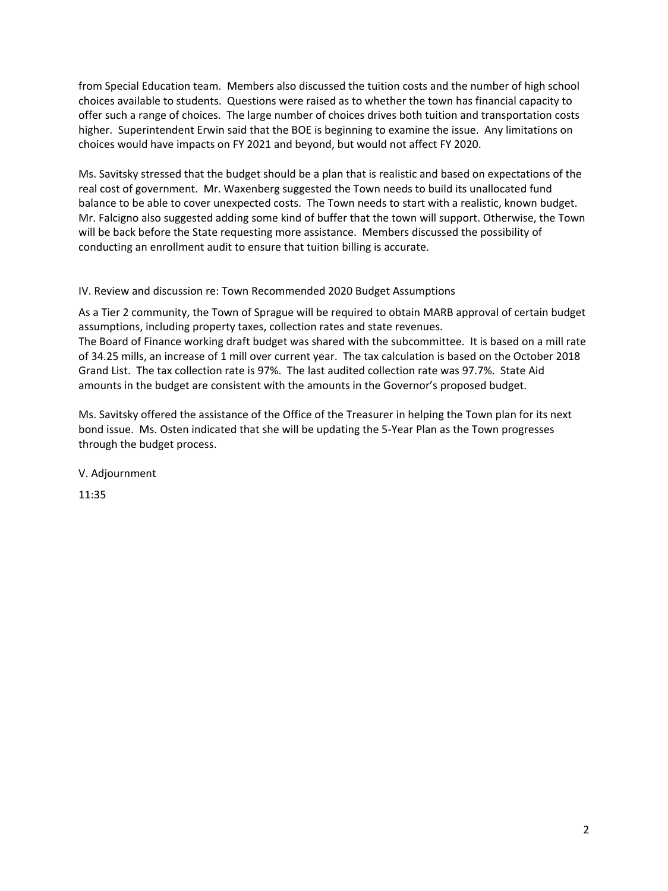from Special Education team. Members also discussed the tuition costs and the number of high school choices available to students. Questions were raised as to whether the town has financial capacity to offer such a range of choices. The large number of choices drives both tuition and transportation costs higher. Superintendent Erwin said that the BOE is beginning to examine the issue. Any limitations on choices would have impacts on FY 2021 and beyond, but would not affect FY 2020.

Ms. Savitsky stressed that the budget should be a plan that is realistic and based on expectations of the real cost of government. Mr. Waxenberg suggested the Town needs to build its unallocated fund balance to be able to cover unexpected costs. The Town needs to start with a realistic, known budget. Mr. Falcigno also suggested adding some kind of buffer that the town will support. Otherwise, the Town will be back before the State requesting more assistance. Members discussed the possibility of conducting an enrollment audit to ensure that tuition billing is accurate.

IV. Review and discussion re: Town Recommended 2020 Budget Assumptions

As a Tier 2 community, the Town of Sprague will be required to obtain MARB approval of certain budget assumptions, including property taxes, collection rates and state revenues.
The Board of Finance working draft budget was shared with the subcommittee. It is based on a mill rate of 34.25 mills, an increase of 1 mill over current year. The tax calculation is based on the October 2018 Grand List. The tax collection rate is 97%. The last audited collection rate was 97.7%. State Aid amounts in the budget are consistent with the amounts in the Governor's proposed budget.

Ms. Savitsky offered the assistance of the Office of the Treasurer in helping the Town plan for its next bond issue. Ms. Osten indicated that she will be updating the 5-Year Plan as the Town progresses through the budget process.

V. Adjournment

11:35